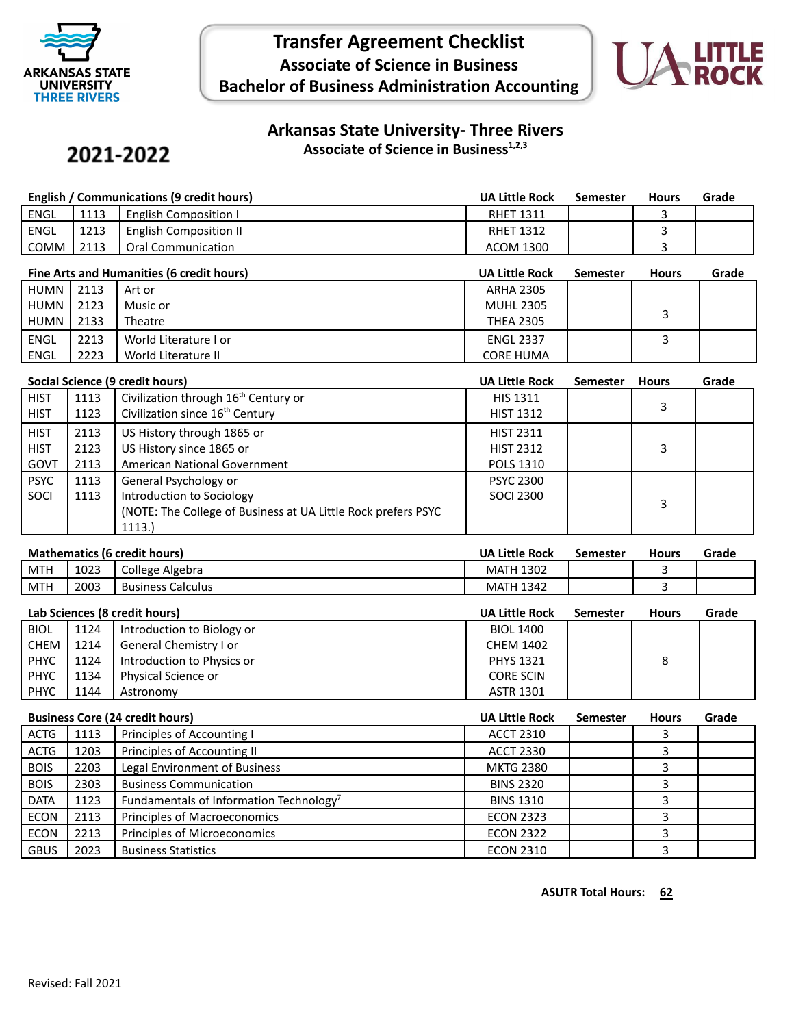# Transfer Agreement Checklist

## Associate of Science in Business

## Bachelor of Business Administration Accounting

**2021-2022**

## Arkansas State University- Three Rivers

### Associate of Science in Business[1,2,3]

**English / Communications (9 credit hours)**

| | | | UA Little Rock | Semester | Hours | Grade |
|---|---|---|---|---|---|---|
| ENGL | 1113 | English Composition I | RHET 1311 | | 3 | |
| ENGL | 1213 | English Composition II | RHET 1312 | | 3 | |
| COMM | 2113 | Oral Communication | ACOM 1300 | | 3 | |

**Fine Arts and Humanities (6 credit hours)**

| | | | UA Little Rock | Semester | Hours | Grade |
|---|---|---|---|---|---|---|
| HUMN<br>HUMN<br>HUMN | 2113<br>2123<br>2133 | Art or<br>Music or<br>Theatre | ARHA 2305<br>MUHL 2305<br>THEA 2305 | | 3 | |
| ENGL<br>ENGL | 2213<br>2223 | World Literature I or<br>World Literature II | ENGL 2337<br>CORE HUMA | | 3 | |

**Social Science (9 credit hours)**

| | | | UA Little Rock | Semester | Hours | Grade |
|---|---|---|---|---|---|---|
| HIST<br>HIST | 1113<br>1123 | Civilization through 16th Century or<br>Civilization since 16th Century | HIS 1311<br>HIST 1312 | | 3 | |
| HIST<br>HIST<br>GOVT | 2113<br>2123<br>2113 | US History through 1865 or<br>US History since 1865 or<br>American National Government | HIST 2311<br>HIST 2312<br>POLS 1310 | | 3 | |
| PSYC<br>SOCI | 1113<br>1113 | General Psychology or<br>Introduction to Sociology<br>(NOTE: The College of Business at UA Little Rock prefers PSYC 1113.) | PSYC 2300<br>SOCI 2300 | | 3 | |

**Mathematics (6 credit hours)**

| | | | UA Little Rock | Semester | Hours | Grade |
|---|---|---|---|---|---|---|
| MTH | 1023 | College Algebra | MATH 1302 | | 3 | |
| MTH | 2003 | Business Calculus | MATH 1342 | | 3 | |

**Lab Sciences (8 credit hours)**

| | | | UA Little Rock | Semester | Hours | Grade |
|---|---|---|---|---|---|---|
| BIOL<br>CHEM<br>PHYC<br>PHYC<br>PHYC | 1124<br>1214<br>1124<br>1134<br>1144 | Introduction to Biology or<br>General Chemistry I or<br>Introduction to Physics or<br>Physical Science or<br>Astronomy | BIOL 1400<br>CHEM 1402<br>PHYS 1321<br>CORE SCIN<br>ASTR 1301 | | 8 | |

**Business Core (24 credit hours)**

| | | | UA Little Rock | Semester | Hours | Grade |
|---|---|---|---|---|---|---|
| ACTG | 1113 | Principles of Accounting I | ACCT 2310 | | 3 | |
| ACTG | 1203 | Principles of Accounting II | ACCT 2330 | | 3 | |
| BOIS | 2203 | Legal Environment of Business | MKTG 2380 | | 3 | |
| BOIS | 2303 | Business Communication | BINS 2320 | | 3 | |
| DATA | 1123 | Fundamentals of Information Technology[7] | BINS 1310 | | 3 | |
| ECON | 2113 | Principles of Macroeconomics | ECON 2323 | | 3 | |
| ECON | 2213 | Principles of Microeconomics | ECON 2322 | | 3 | |
| GBUS | 2023 | Business Statistics | ECON 2310 | | 3 | |

**ASUTR Total Hours: 62**

Revised: Fall 2021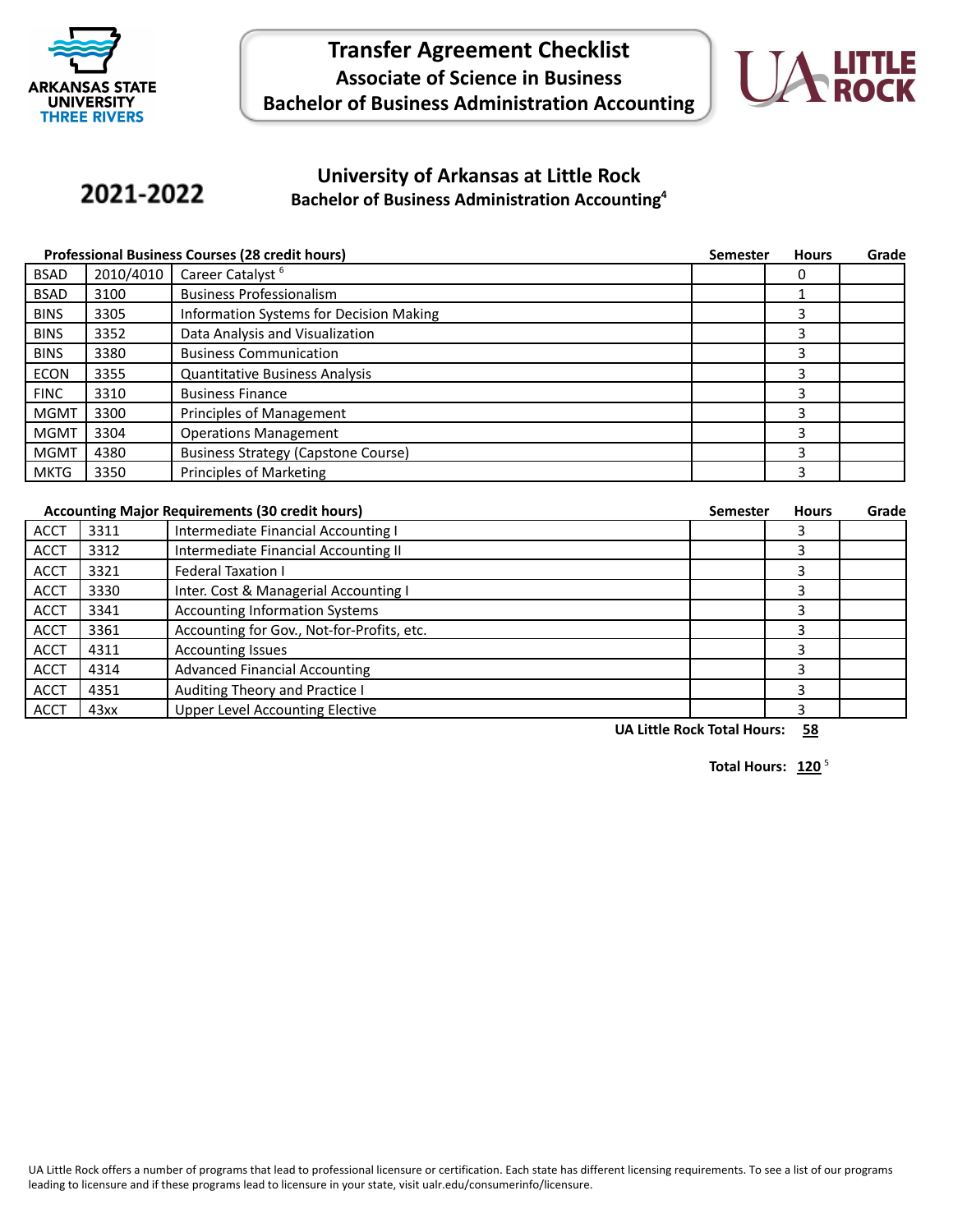# Transfer Agreement Checklist

## Associate of Science in Business

## Bachelor of Business Administration Accounting

ARKANSAS STATE UNIVERSITY THREE RIVERS

UA LITTLE ROCK

**2021-2022**

## University of Arkansas at Little Rock

### Bachelor of Business Administration Accounting[4]

| Professional Business Courses (28 credit hours) | | | Semester | Hours | Grade |
|---|---|---|---|---|---|
| BSAD | 2010/4010 | Career Catalyst [6] | | 0 | |
| BSAD | 3100 | Business Professionalism | | 1 | |
| BINS | 3305 | Information Systems for Decision Making | | 3 | |
| BINS | 3352 | Data Analysis and Visualization | | 3 | |
| BINS | 3380 | Business Communication | | 3 | |
| ECON | 3355 | Quantitative Business Analysis | | 3 | |
| FINC | 3310 | Business Finance | | 3 | |
| MGMT | 3300 | Principles of Management | | 3 | |
| MGMT | 3304 | Operations Management | | 3 | |
| MGMT | 4380 | Business Strategy (Capstone Course) | | 3 | |
| MKTG | 3350 | Principles of Marketing | | 3 | |

| Accounting Major Requirements (30 credit hours) | | | Semester | Hours | Grade |
|---|---|---|---|---|---|
| ACCT | 3311 | Intermediate Financial Accounting I | | 3 | |
| ACCT | 3312 | Intermediate Financial Accounting II | | 3 | |
| ACCT | 3321 | Federal Taxation I | | 3 | |
| ACCT | 3330 | Inter. Cost & Managerial Accounting I | | 3 | |
| ACCT | 3341 | Accounting Information Systems | | 3 | |
| ACCT | 3361 | Accounting for Gov., Not-for-Profits, etc. | | 3 | |
| ACCT | 4311 | Accounting Issues | | 3 | |
| ACCT | 4314 | Advanced Financial Accounting | | 3 | |
| ACCT | 4351 | Auditing Theory and Practice I | | 3 | |
| ACCT | 43xx | Upper Level Accounting Elective | | 3 | |

**UA Little Rock Total Hours: 58**

**Total Hours: 120** [5]

UA Little Rock offers a number of programs that lead to professional licensure or certification. Each state has different licensing requirements. To see a list of our programs leading to licensure and if these programs lead to licensure in your state, visit ualr.edu/consumerinfo/licensure.